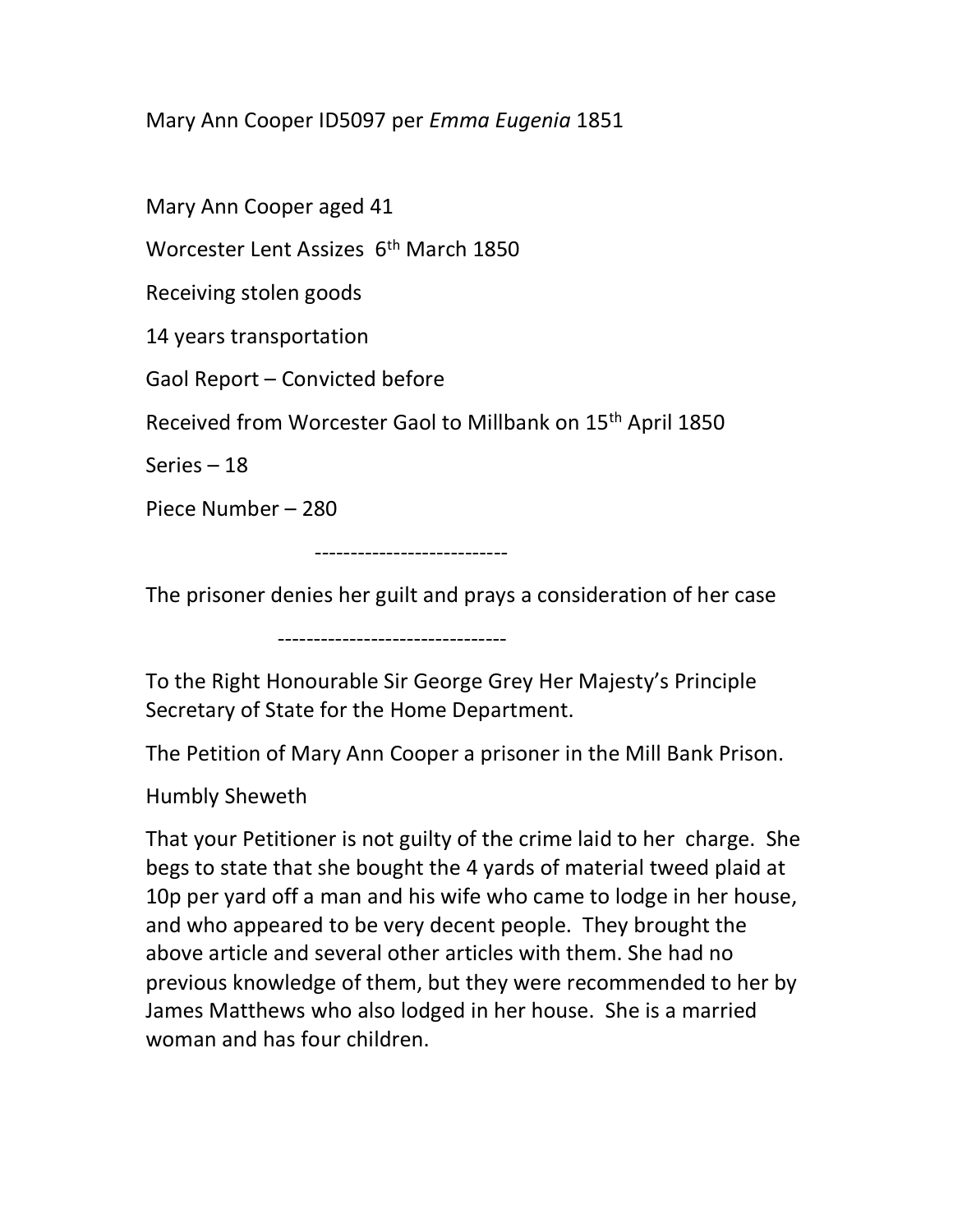Mary Ann Cooper ID5097 per *Emma Eugenia* 1851

Mary Ann Cooper aged 41

Worcester Lent Assizes 6th March 1850

Receiving stolen goods

14 years transportation

Gaol Report – Convicted before

Received from Worcester Gaol to Millbank on 15th April 1850

Series – 18

Piece Number – 280

---------------------------

The prisoner denies her guilt and prays a consideration of her case

---------------------------------

To the Right Honourable Sir George Grey Her Majesty's Principle Secretary of State for the Home Department.

The Petition of Mary Ann Cooper a prisoner in the Mill Bank Prison.

Humbly Sheweth

That your Petitioner is not guilty of the crime laid to her charge. She begs to state that she bought the 4 yards of material tweed plaid at 10p per yard off a man and his wife who came to lodge in her house, and who appeared to be very decent people. They brought the above article and several other articles with them. She had no previous knowledge of them, but they were recommended to her by James Matthews who also lodged in her house. She is a married woman and has four children.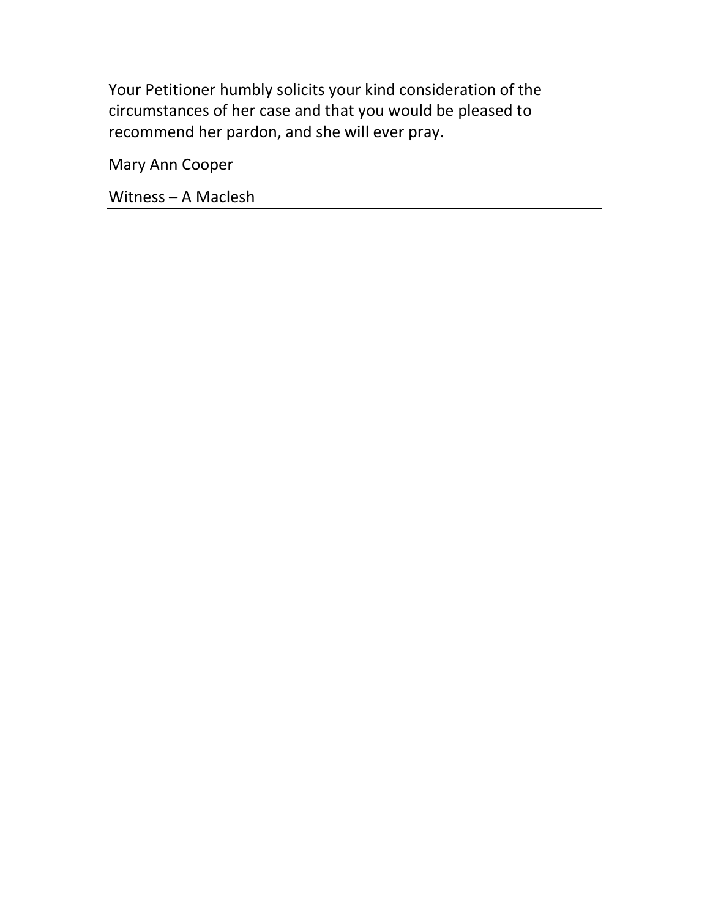Your Petitioner humbly solicits your kind consideration of the circumstances of her case and that you would be pleased to recommend her pardon, and she will ever pray.

Mary Ann Cooper

Witness – A Maclesh

---